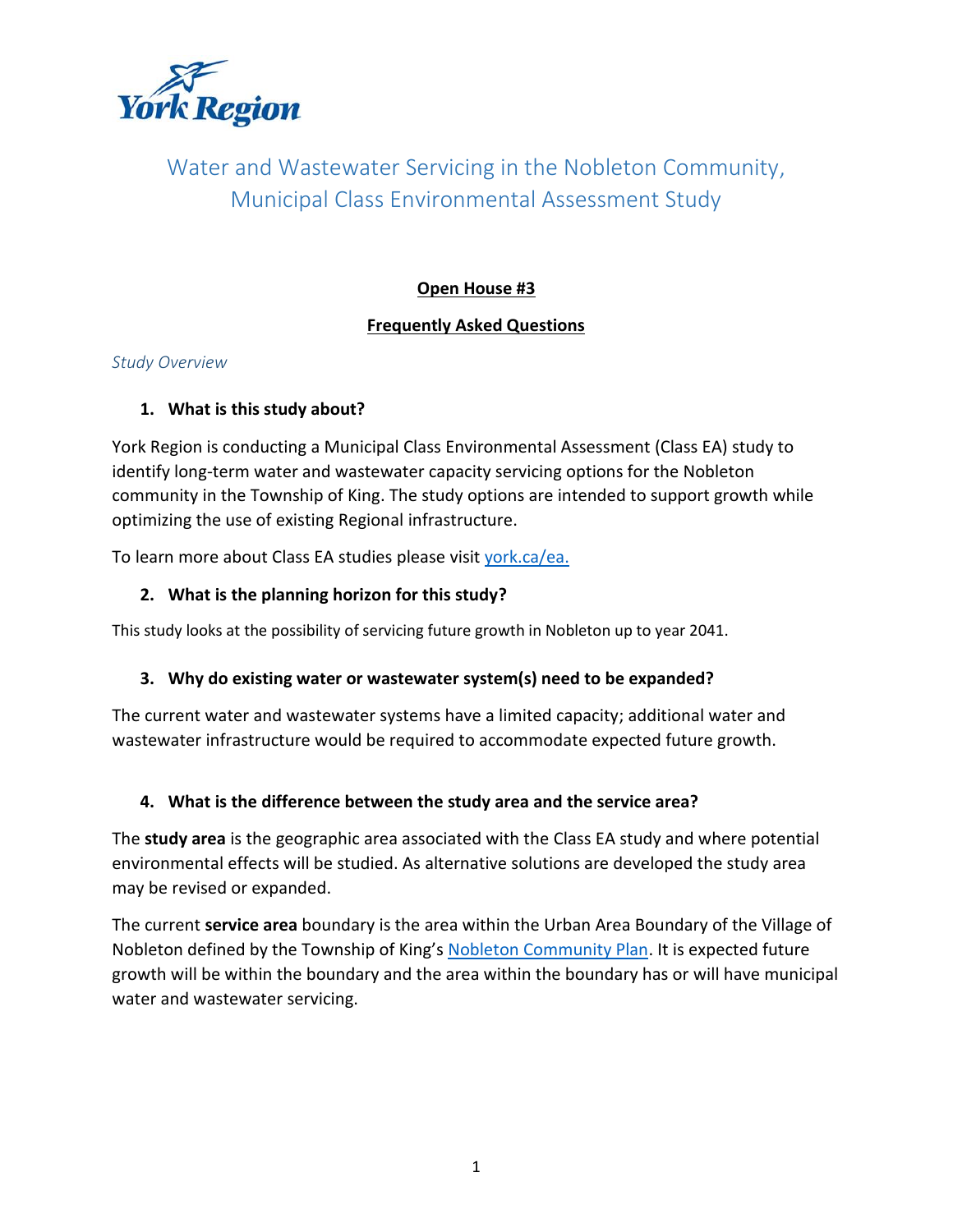York Region

# Water and Wastewater Servicing in the Nobleton Community, Municipal Class Environmental Assessment Study

## Open House #3

## Frequently Asked Questions

*Study Overview*

### 1. What is this study about?

York Region is conducting a Municipal Class Environmental Assessment (Class EA) study to identify long-term water and wastewater capacity servicing options for the Nobleton community in the Township of King. The study options are intended to support growth while optimizing the use of existing Regional infrastructure.

To learn more about Class EA studies please visit [york.ca/ea.](york.ca/ea)

### 2. What is the planning horizon for this study?

This study looks at the possibility of servicing future growth in Nobleton up to year 2041.

### 3. Why do existing water or wastewater system(s) need to be expanded?

The current water and wastewater systems have a limited capacity; additional water and wastewater infrastructure would be required to accommodate expected future growth.

### 4. What is the difference between the study area and the service area?

The **study area** is the geographic area associated with the Class EA study and where potential environmental effects will be studied. As alternative solutions are developed the study area may be revised or expanded.

The current **service area** boundary is the area within the Urban Area Boundary of the Village of Nobleton defined by the Township of King's Nobleton Community Plan. It is expected future growth will be within the boundary and the area within the boundary has or will have municipal water and wastewater servicing.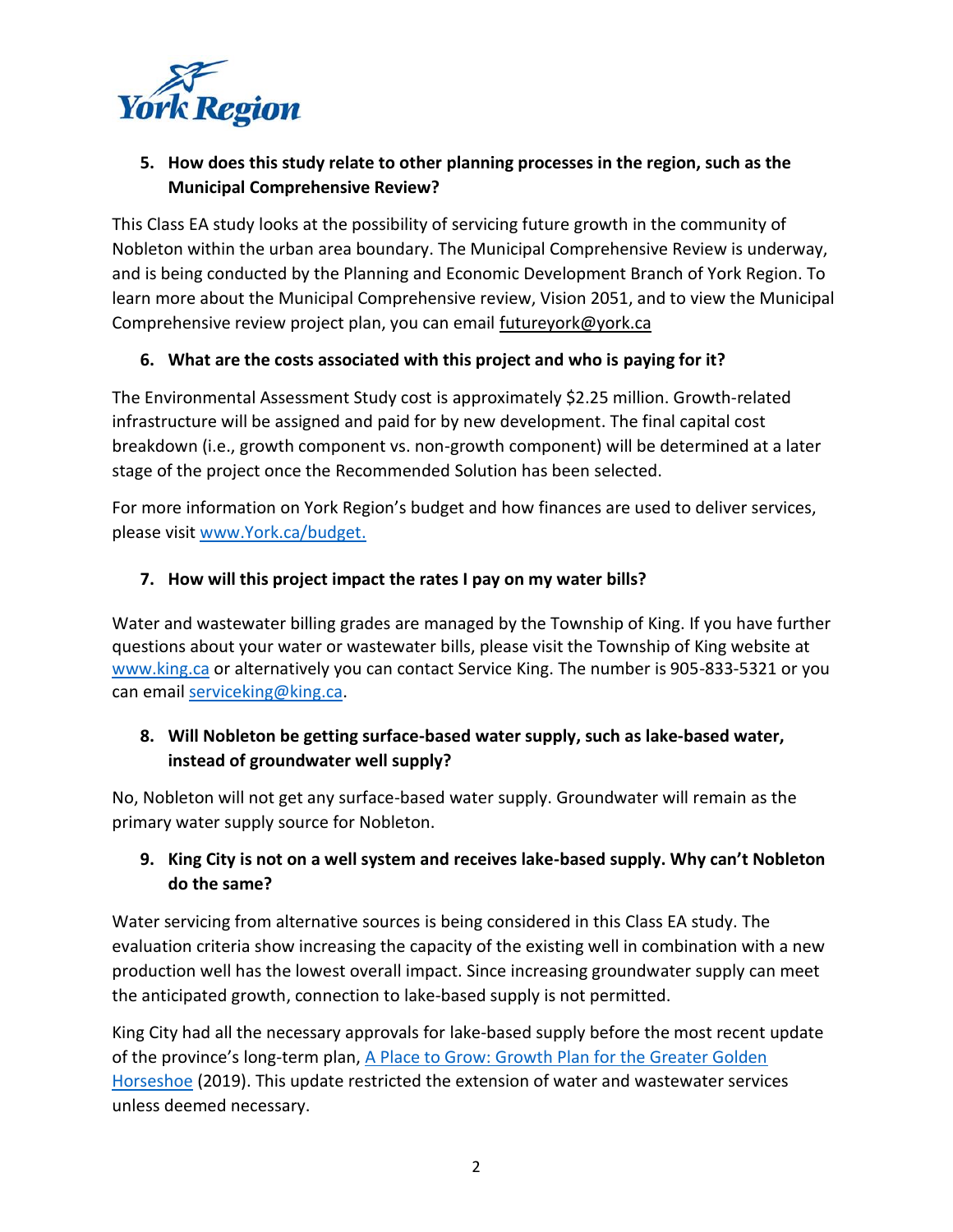**5. How does this study relate to other planning processes in the region, such as the Municipal Comprehensive Review?**

This Class EA study looks at the possibility of servicing future growth in the community of Nobleton within the urban area boundary. The Municipal Comprehensive Review is underway, and is being conducted by the Planning and Economic Development Branch of York Region. To learn more about the Municipal Comprehensive review, Vision 2051, and to view the Municipal Comprehensive review project plan, you can email futureyork@york.ca

**6. What are the costs associated with this project and who is paying for it?**

The Environmental Assessment Study cost is approximately $2.25 million. Growth-related infrastructure will be assigned and paid for by new development. The final capital cost breakdown (i.e., growth component vs. non-growth component) will be determined at a later stage of the project once the Recommended Solution has been selected.

For more information on York Region's budget and how finances are used to deliver services, please visit www.York.ca/budget.

**7. How will this project impact the rates I pay on my water bills?**

Water and wastewater billing grades are managed by the Township of King. If you have further questions about your water or wastewater bills, please visit the Township of King website at www.king.ca or alternatively you can contact Service King. The number is 905-833-5321 or you can email serviceking@king.ca.

**8. Will Nobleton be getting surface-based water supply, such as lake-based water, instead of groundwater well supply?**

No, Nobleton will not get any surface-based water supply. Groundwater will remain as the primary water supply source for Nobleton.

**9. King City is not on a well system and receives lake-based supply. Why can't Nobleton do the same?**

Water servicing from alternative sources is being considered in this Class EA study. The evaluation criteria show increasing the capacity of the existing well in combination with a new production well has the lowest overall impact. Since increasing groundwater supply can meet the anticipated growth, connection to lake-based supply is not permitted.

King City had all the necessary approvals for lake-based supply before the most recent update of the province's long-term plan, A Place to Grow: Growth Plan for the Greater Golden Horseshoe (2019). This update restricted the extension of water and wastewater services unless deemed necessary.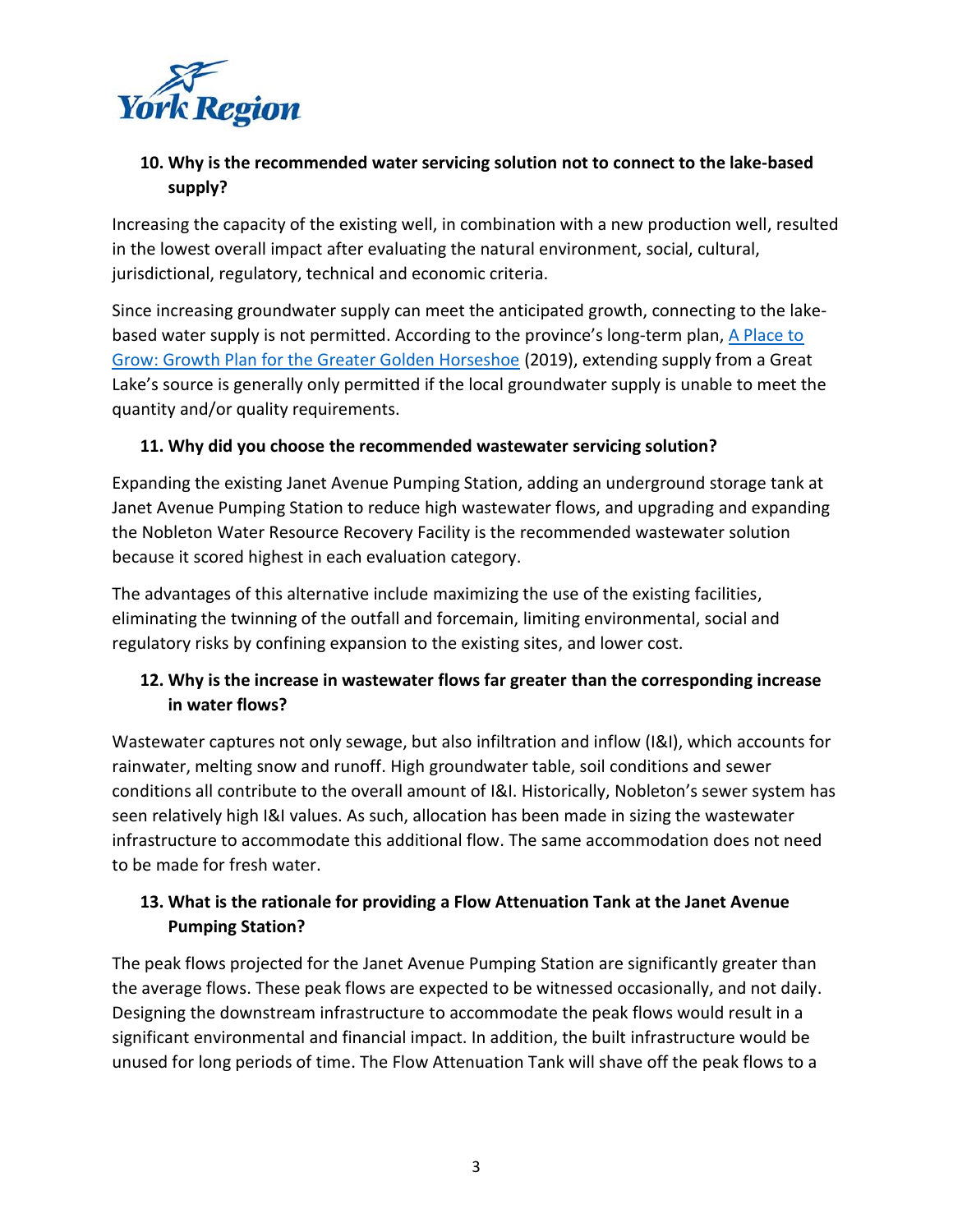### 10. Why is the recommended water servicing solution not to connect to the lake-based supply?

Increasing the capacity of the existing well, in combination with a new production well, resulted in the lowest overall impact after evaluating the natural environment, social, cultural, jurisdictional, regulatory, technical and economic criteria.

Since increasing groundwater supply can meet the anticipated growth, connecting to the lake-based water supply is not permitted. According to the province's long-term plan, [A Place to Grow: Growth Plan for the Greater Golden Horseshoe](https://www.ontario.ca) (2019), extending supply from a Great Lake's source is generally only permitted if the local groundwater supply is unable to meet the quantity and/or quality requirements.

### 11. Why did you choose the recommended wastewater servicing solution?

Expanding the existing Janet Avenue Pumping Station, adding an underground storage tank at Janet Avenue Pumping Station to reduce high wastewater flows, and upgrading and expanding the Nobleton Water Resource Recovery Facility is the recommended wastewater solution because it scored highest in each evaluation category.

The advantages of this alternative include maximizing the use of the existing facilities, eliminating the twinning of the outfall and forcemain, limiting environmental, social and regulatory risks by confining expansion to the existing sites, and lower cost.

### 12. Why is the increase in wastewater flows far greater than the corresponding increase in water flows?

Wastewater captures not only sewage, but also infiltration and inflow (I&I), which accounts for rainwater, melting snow and runoff. High groundwater table, soil conditions and sewer conditions all contribute to the overall amount of I&I. Historically, Nobleton's sewer system has seen relatively high I&I values. As such, allocation has been made in sizing the wastewater infrastructure to accommodate this additional flow. The same accommodation does not need to be made for fresh water.

### 13. What is the rationale for providing a Flow Attenuation Tank at the Janet Avenue Pumping Station?

The peak flows projected for the Janet Avenue Pumping Station are significantly greater than the average flows. These peak flows are expected to be witnessed occasionally, and not daily. Designing the downstream infrastructure to accommodate the peak flows would result in a significant environmental and financial impact. In addition, the built infrastructure would be unused for long periods of time. The Flow Attenuation Tank will shave off the peak flows to a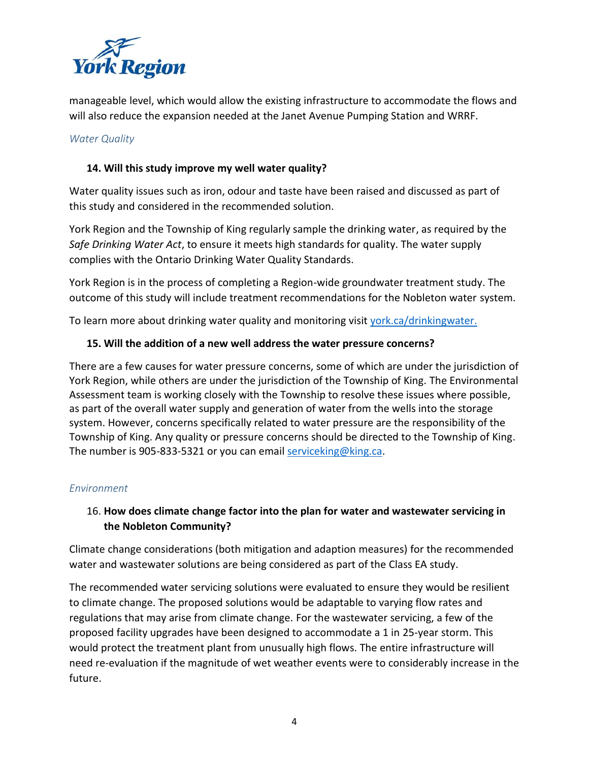manageable level, which would allow the existing infrastructure to accommodate the flows and will also reduce the expansion needed at the Janet Avenue Pumping Station and WRRF.

*Water Quality*

### 14. Will this study improve my well water quality?

Water quality issues such as iron, odour and taste have been raised and discussed as part of this study and considered in the recommended solution.

York Region and the Township of King regularly sample the drinking water, as required by the *Safe Drinking Water Act*, to ensure it meets high standards for quality. The water supply complies with the Ontario Drinking Water Quality Standards.

York Region is in the process of completing a Region-wide groundwater treatment study. The outcome of this study will include treatment recommendations for the Nobleton water system.

To learn more about drinking water quality and monitoring visit [york.ca/drinkingwater.](york.ca/drinkingwater)

### 15. Will the addition of a new well address the water pressure concerns?

There are a few causes for water pressure concerns, some of which are under the jurisdiction of York Region, while others are under the jurisdiction of the Township of King. The Environmental Assessment team is working closely with the Township to resolve these issues where possible, as part of the overall water supply and generation of water from the wells into the storage system. However, concerns specifically related to water pressure are the responsibility of the Township of King. Any quality or pressure concerns should be directed to the Township of King. The number is 905-833-5321 or you can email [serviceking@king.ca](mailto:serviceking@king.ca).

*Environment*

### 16. How does climate change factor into the plan for water and wastewater servicing in the Nobleton Community?

Climate change considerations (both mitigation and adaption measures) for the recommended water and wastewater solutions are being considered as part of the Class EA study.

The recommended water servicing solutions were evaluated to ensure they would be resilient to climate change. The proposed solutions would be adaptable to varying flow rates and regulations that may arise from climate change. For the wastewater servicing, a few of the proposed facility upgrades have been designed to accommodate a 1 in 25-year storm. This would protect the treatment plant from unusually high flows. The entire infrastructure will need re-evaluation if the magnitude of wet weather events were to considerably increase in the future.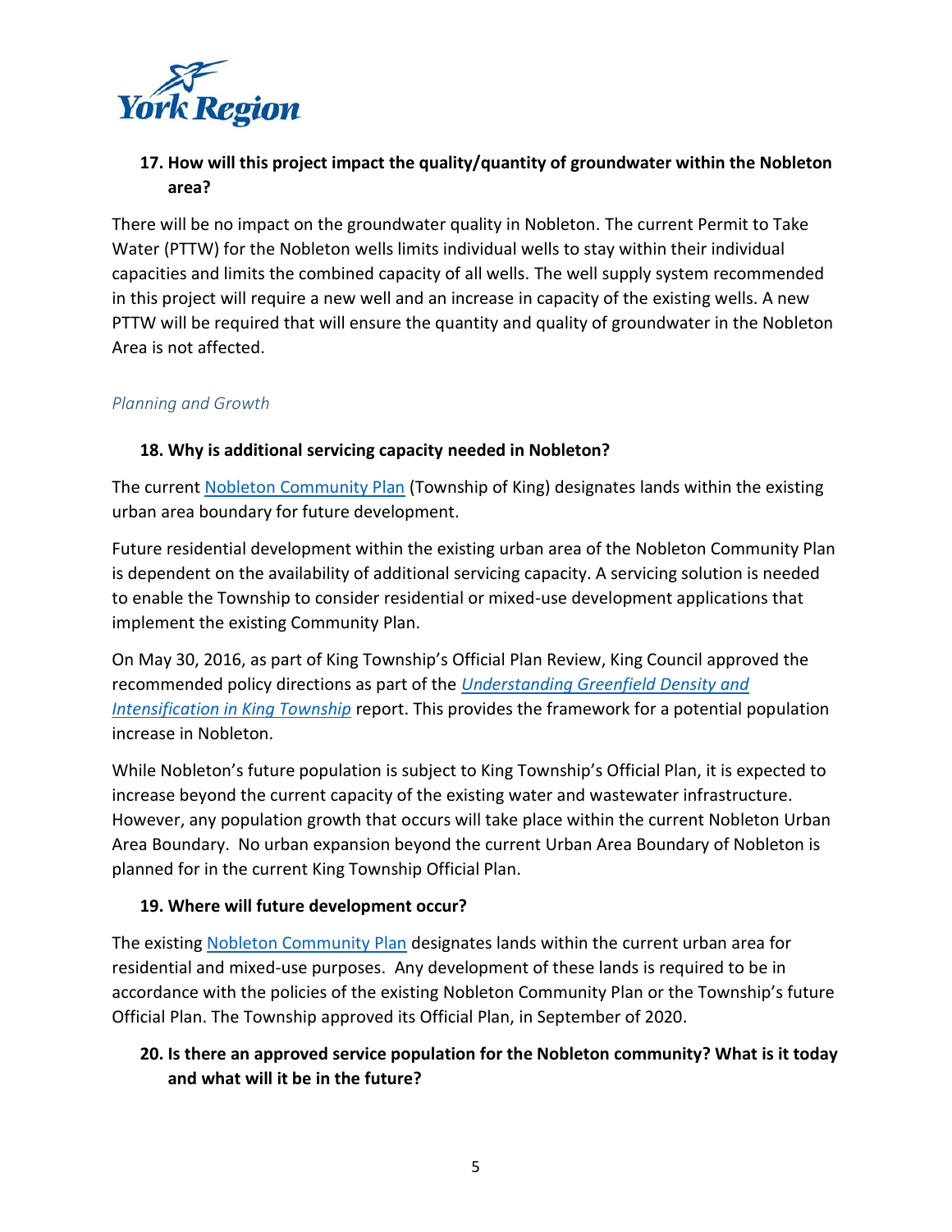**17. How will this project impact the quality/quantity of groundwater within the Nobleton area?**

There will be no impact on the groundwater quality in Nobleton. The current Permit to Take Water (PTTW) for the Nobleton wells limits individual wells to stay within their individual capacities and limits the combined capacity of all wells. The well supply system recommended in this project will require a new well and an increase in capacity of the existing wells. A new PTTW will be required that will ensure the quantity and quality of groundwater in the Nobleton Area is not affected.

*Planning and Growth*

**18. Why is additional servicing capacity needed in Nobleton?**

The current Nobleton Community Plan (Township of King) designates lands within the existing urban area boundary for future development.

Future residential development within the existing urban area of the Nobleton Community Plan is dependent on the availability of additional servicing capacity. A servicing solution is needed to enable the Township to consider residential or mixed-use development applications that implement the existing Community Plan.

On May 30, 2016, as part of King Township's Official Plan Review, King Council approved the recommended policy directions as part of the *Understanding Greenfield Density and Intensification in King Township* report. This provides the framework for a potential population increase in Nobleton.

While Nobleton's future population is subject to King Township's Official Plan, it is expected to increase beyond the current capacity of the existing water and wastewater infrastructure. However, any population growth that occurs will take place within the current Nobleton Urban Area Boundary. No urban expansion beyond the current Urban Area Boundary of Nobleton is planned for in the current King Township Official Plan.

**19. Where will future development occur?**

The existing Nobleton Community Plan designates lands within the current urban area for residential and mixed-use purposes. Any development of these lands is required to be in accordance with the policies of the existing Nobleton Community Plan or the Township's future Official Plan. The Township approved its Official Plan, in September of 2020.

**20. Is there an approved service population for the Nobleton community? What is it today and what will it be in the future?**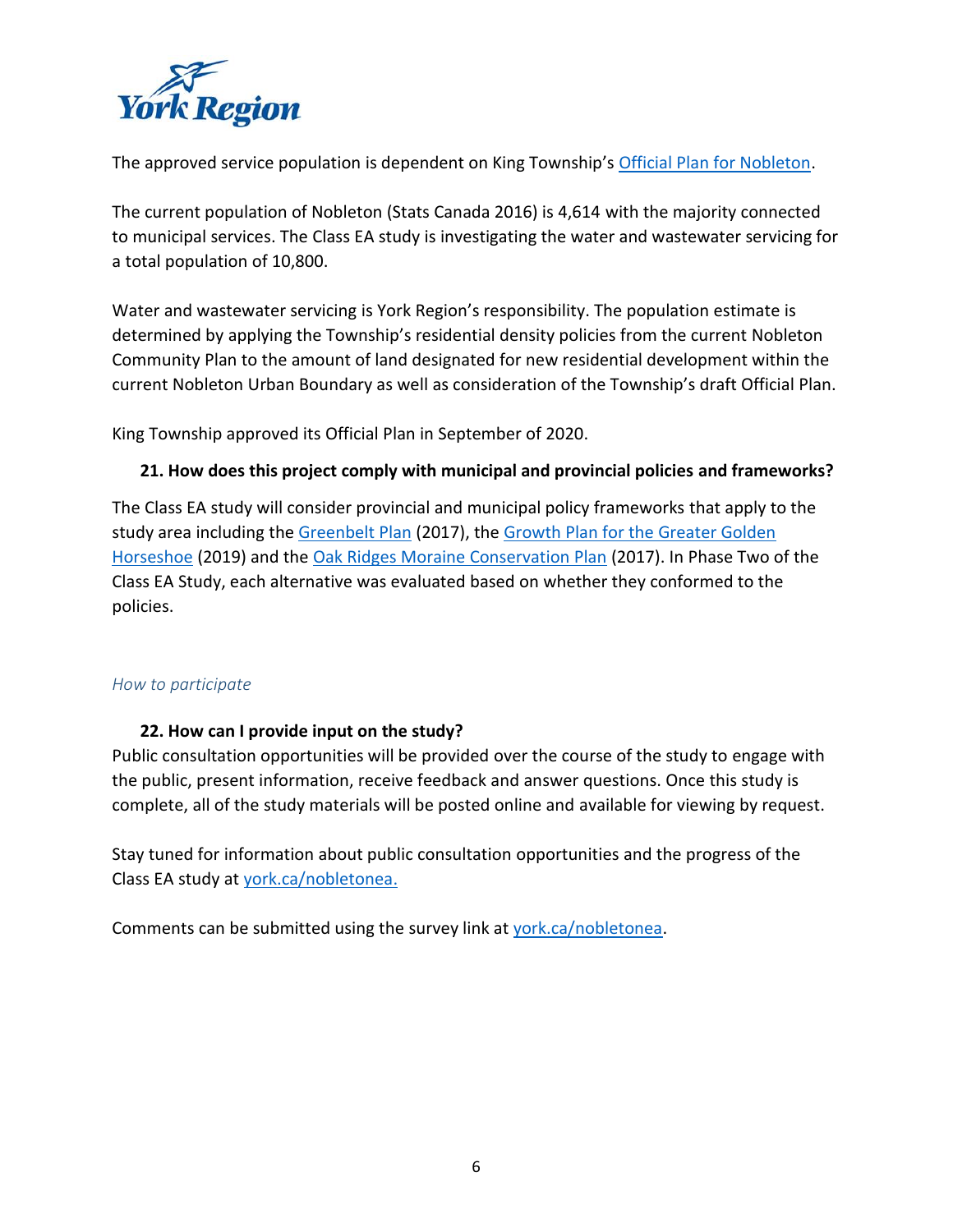The approved service population is dependent on King Township's [Official Plan for Nobleton](#).

The current population of Nobleton (Stats Canada 2016) is 4,614 with the majority connected to municipal services. The Class EA study is investigating the water and wastewater servicing for a total population of 10,800.

Water and wastewater servicing is York Region's responsibility. The population estimate is determined by applying the Township's residential density policies from the current Nobleton Community Plan to the amount of land designated for new residential development within the current Nobleton Urban Boundary as well as consideration of the Township's draft Official Plan.

King Township approved its Official Plan in September of 2020.

**21. How does this project comply with municipal and provincial policies and frameworks?**

The Class EA study will consider provincial and municipal policy frameworks that apply to the study area including the [Greenbelt Plan](#) (2017), the [Growth Plan for the Greater Golden Horseshoe](#) (2019) and the [Oak Ridges Moraine Conservation Plan](#) (2017). In Phase Two of the Class EA Study, each alternative was evaluated based on whether they conformed to the policies.

*How to participate*

**22. How can I provide input on the study?**

Public consultation opportunities will be provided over the course of the study to engage with the public, present information, receive feedback and answer questions. Once this study is complete, all of the study materials will be posted online and available for viewing by request.

Stay tuned for information about public consultation opportunities and the progress of the Class EA study at [york.ca/nobletonea.](#)

Comments can be submitted using the survey link at [york.ca/nobletonea](#).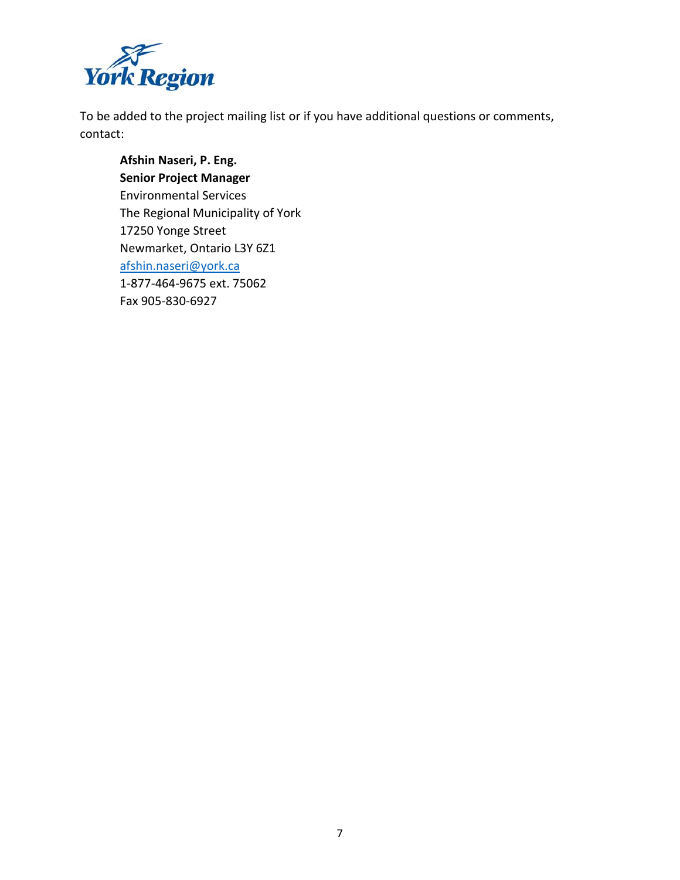To be added to the project mailing list or if you have additional questions or comments, contact:

**Afshin Naseri, P. Eng.**
**Senior Project Manager**
Environmental Services
The Regional Municipality of York
17250 Yonge Street
Newmarket, Ontario L3Y 6Z1
afshin.naseri@york.ca
1-877-464-9675 ext. 75062
Fax 905-830-6927